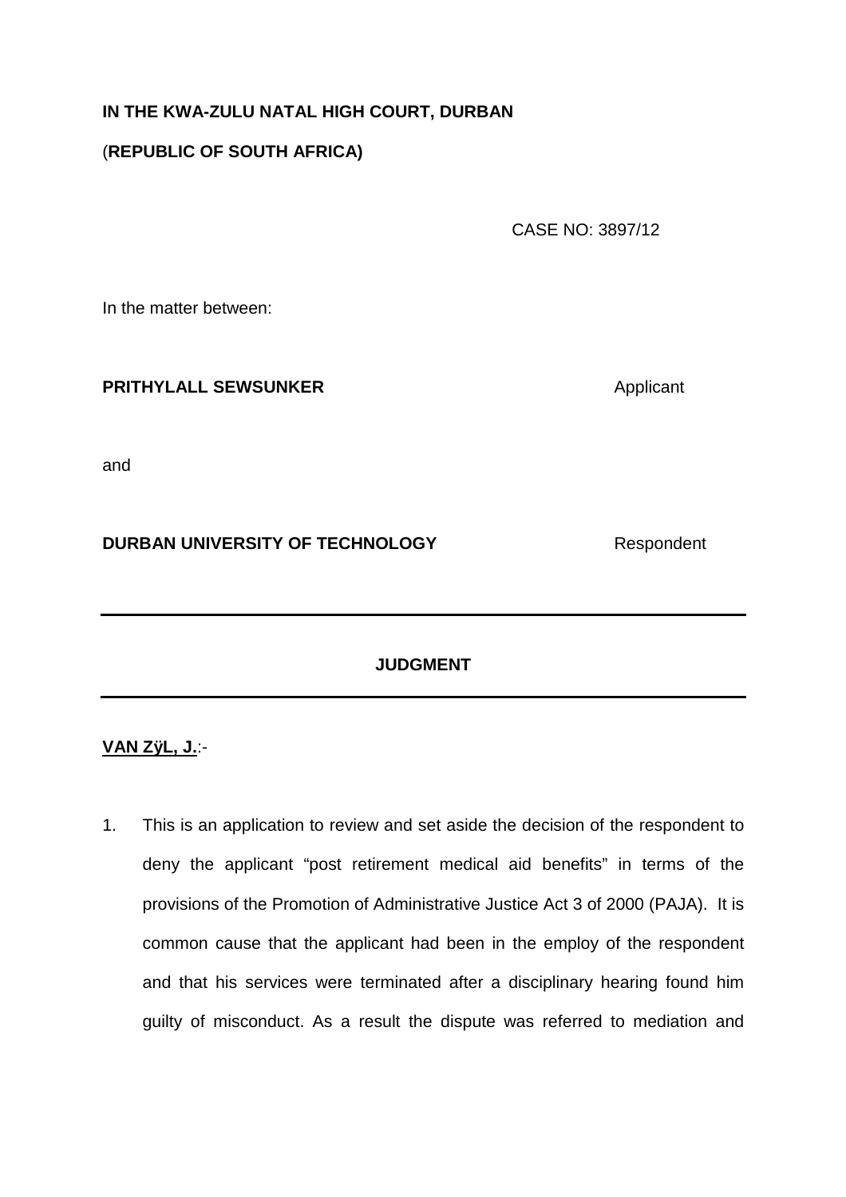**IN THE KWA-ZULU NATAL HIGH COURT, DURBAN**

(**REPUBLIC OF SOUTH AFRICA)**

CASE NO: 3897/12

In the matter between:

**PRITHYLALL SEWSUNKER** Applicant

and

**DURBAN UNIVERSITY OF TECHNOLOGY** Respondent

---

**JUDGMENT**

---

**VAN ZÿL, J.**:-

1. This is an application to review and set aside the decision of the respondent to deny the applicant "post retirement medical aid benefits" in terms of the provisions of the Promotion of Administrative Justice Act 3 of 2000 (PAJA). It is common cause that the applicant had been in the employ of the respondent and that his services were terminated after a disciplinary hearing found him guilty of misconduct. As a result the dispute was referred to mediation and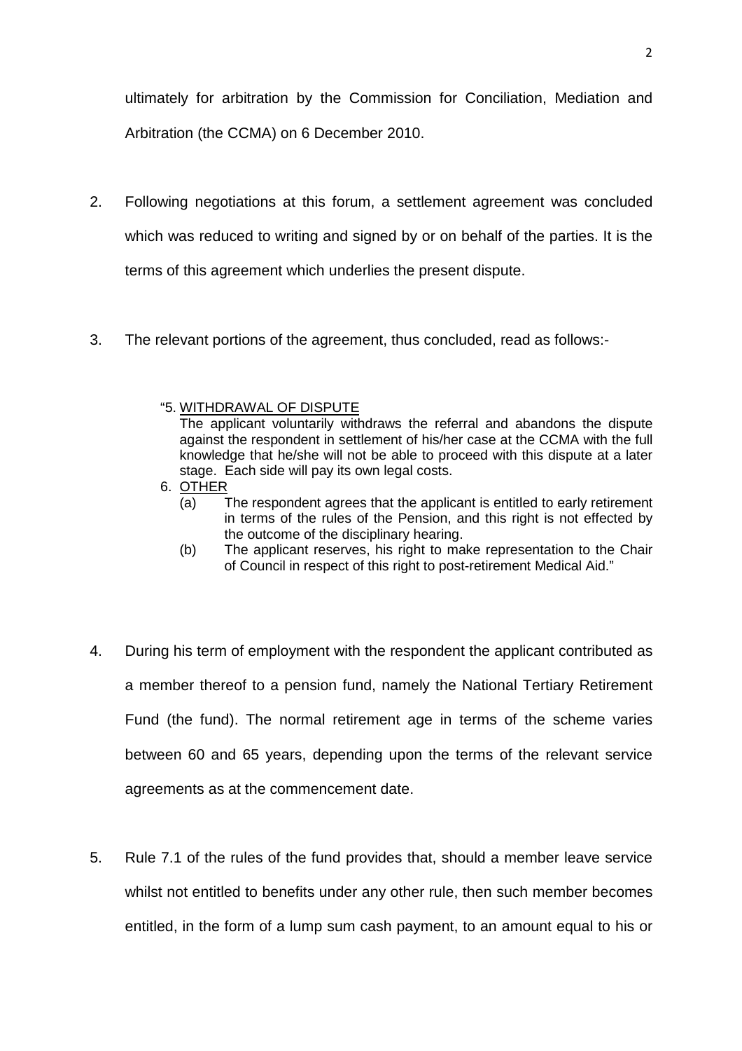ultimately for arbitration by the Commission for Conciliation, Mediation and Arbitration (the CCMA) on 6 December 2010.

2. Following negotiations at this forum, a settlement agreement was concluded which was reduced to writing and signed by or on behalf of the parties. It is the terms of this agreement which underlies the present dispute.

3. The relevant portions of the agreement, thus concluded, read as follows:-

> "5. <u>WITHDRAWAL OF DISPUTE</u>
> The applicant voluntarily withdraws the referral and abandons the dispute against the respondent in settlement of his/her case at the CCMA with the full knowledge that he/she will not be able to proceed with this dispute at a later stage. Each side will pay its own legal costs.
>
> 6. <u>OTHER</u>
> (a) The respondent agrees that the applicant is entitled to early retirement in terms of the rules of the Pension, and this right is not effected by the outcome of the disciplinary hearing.
> (b) The applicant reserves, his right to make representation to the Chair of Council in respect of this right to post-retirement Medical Aid."

4. During his term of employment with the respondent the applicant contributed as a member thereof to a pension fund, namely the National Tertiary Retirement Fund (the fund). The normal retirement age in terms of the scheme varies between 60 and 65 years, depending upon the terms of the relevant service agreements as at the commencement date.

5. Rule 7.1 of the rules of the fund provides that, should a member leave service whilst not entitled to benefits under any other rule, then such member becomes entitled, in the form of a lump sum cash payment, to an amount equal to his or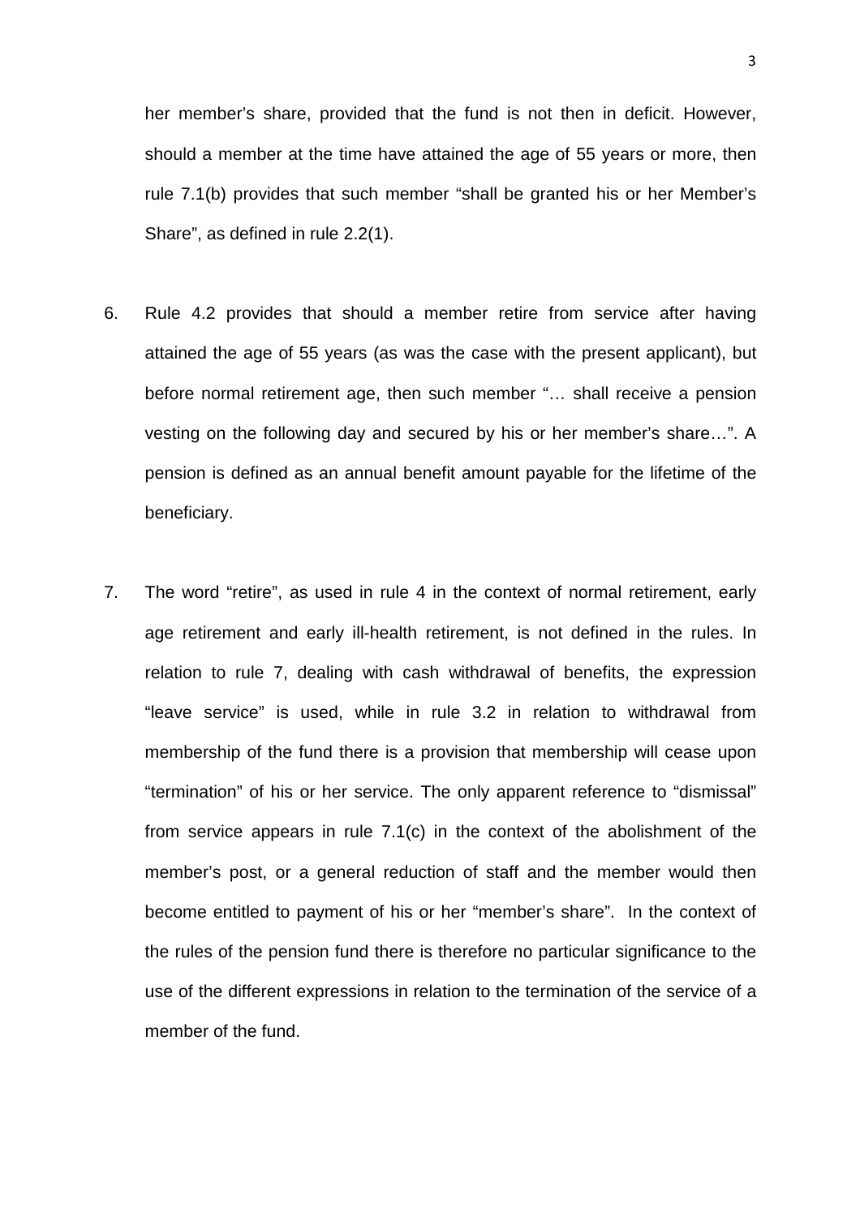her member's share, provided that the fund is not then in deficit. However, should a member at the time have attained the age of 55 years or more, then rule 7.1(b) provides that such member "shall be granted his or her Member's Share", as defined in rule 2.2(1).

6. Rule 4.2 provides that should a member retire from service after having attained the age of 55 years (as was the case with the present applicant), but before normal retirement age, then such member "… shall receive a pension vesting on the following day and secured by his or her member's share…". A pension is defined as an annual benefit amount payable for the lifetime of the beneficiary.

7. The word "retire", as used in rule 4 in the context of normal retirement, early age retirement and early ill-health retirement, is not defined in the rules. In relation to rule 7, dealing with cash withdrawal of benefits, the expression "leave service" is used, while in rule 3.2 in relation to withdrawal from membership of the fund there is a provision that membership will cease upon "termination" of his or her service. The only apparent reference to "dismissal" from service appears in rule 7.1(c) in the context of the abolishment of the member's post, or a general reduction of staff and the member would then become entitled to payment of his or her "member's share". In the context of the rules of the pension fund there is therefore no particular significance to the use of the different expressions in relation to the termination of the service of a member of the fund.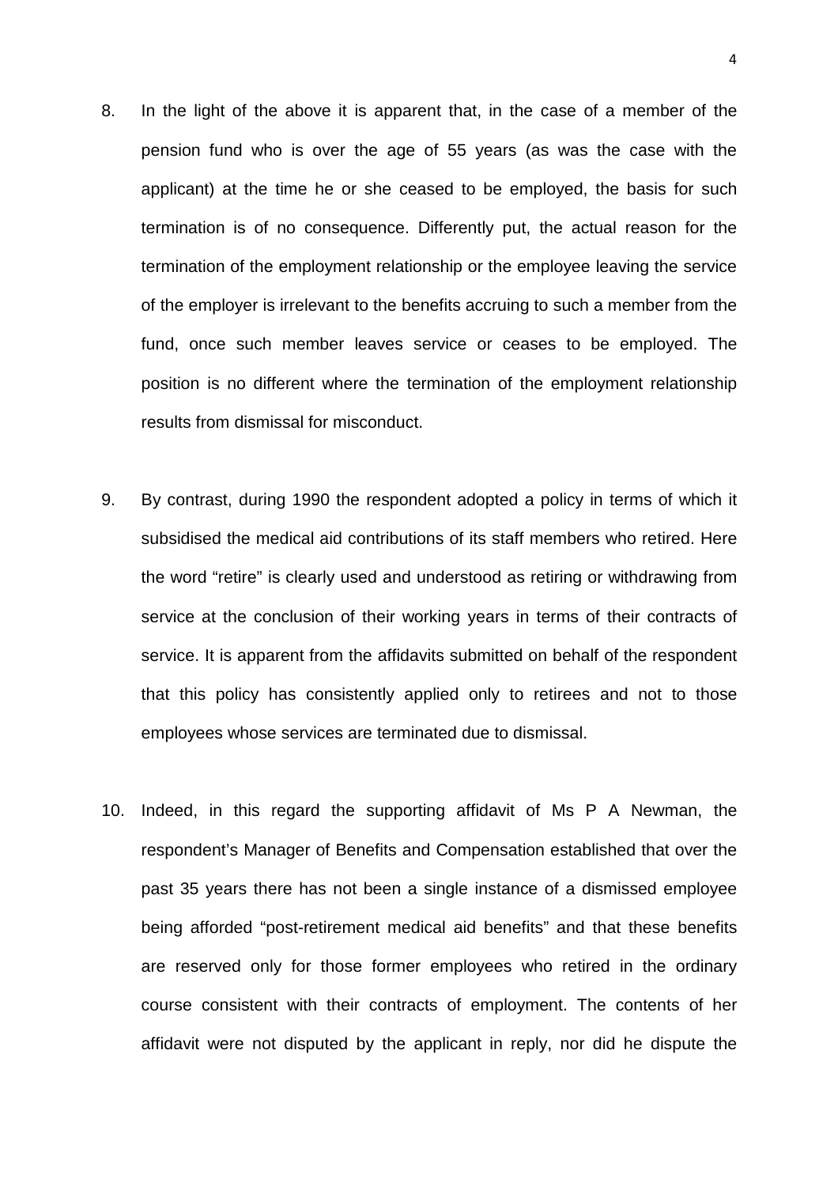8. In the light of the above it is apparent that, in the case of a member of the pension fund who is over the age of 55 years (as was the case with the applicant) at the time he or she ceased to be employed, the basis for such termination is of no consequence. Differently put, the actual reason for the termination of the employment relationship or the employee leaving the service of the employer is irrelevant to the benefits accruing to such a member from the fund, once such member leaves service or ceases to be employed. The position is no different where the termination of the employment relationship results from dismissal for misconduct.

9. By contrast, during 1990 the respondent adopted a policy in terms of which it subsidised the medical aid contributions of its staff members who retired. Here the word "retire" is clearly used and understood as retiring or withdrawing from service at the conclusion of their working years in terms of their contracts of service. It is apparent from the affidavits submitted on behalf of the respondent that this policy has consistently applied only to retirees and not to those employees whose services are terminated due to dismissal.

10. Indeed, in this regard the supporting affidavit of Ms P A Newman, the respondent's Manager of Benefits and Compensation established that over the past 35 years there has not been a single instance of a dismissed employee being afforded "post-retirement medical aid benefits" and that these benefits are reserved only for those former employees who retired in the ordinary course consistent with their contracts of employment. The contents of her affidavit were not disputed by the applicant in reply, nor did he dispute the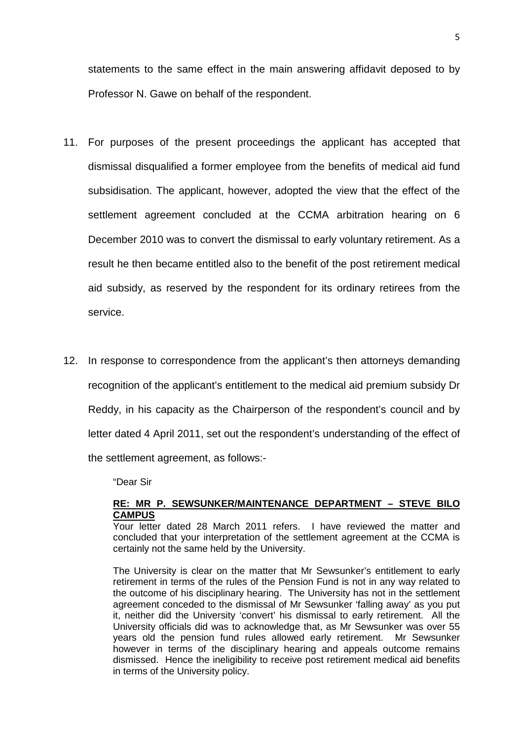statements to the same effect in the main answering affidavit deposed to by Professor N. Gawe on behalf of the respondent.

11. For purposes of the present proceedings the applicant has accepted that dismissal disqualified a former employee from the benefits of medical aid fund subsidisation. The applicant, however, adopted the view that the effect of the settlement agreement concluded at the CCMA arbitration hearing on 6 December 2010 was to convert the dismissal to early voluntary retirement. As a result he then became entitled also to the benefit of the post retirement medical aid subsidy, as reserved by the respondent for its ordinary retirees from the service.

12. In response to correspondence from the applicant's then attorneys demanding recognition of the applicant's entitlement to the medical aid premium subsidy Dr Reddy, in his capacity as the Chairperson of the respondent's council and by letter dated 4 April 2011, set out the respondent's understanding of the effect of the settlement agreement, as follows:-

> "Dear Sir
>
> **<u>RE: MR P. SEWSUNKER/MAINTENANCE DEPARTMENT – STEVE BILO CAMPUS</u>**
> Your letter dated 28 March 2011 refers. I have reviewed the matter and concluded that your interpretation of the settlement agreement at the CCMA is certainly not the same held by the University.
>
> The University is clear on the matter that Mr Sewsunker's entitlement to early retirement in terms of the rules of the Pension Fund is not in any way related to the outcome of his disciplinary hearing. The University has not in the settlement agreement conceded to the dismissal of Mr Sewsunker 'falling away' as you put it, neither did the University 'convert' his dismissal to early retirement. All the University officials did was to acknowledge that, as Mr Sewsunker was over 55 years old the pension fund rules allowed early retirement. Mr Sewsunker however in terms of the disciplinary hearing and appeals outcome remains dismissed. Hence the ineligibility to receive post retirement medical aid benefits in terms of the University policy.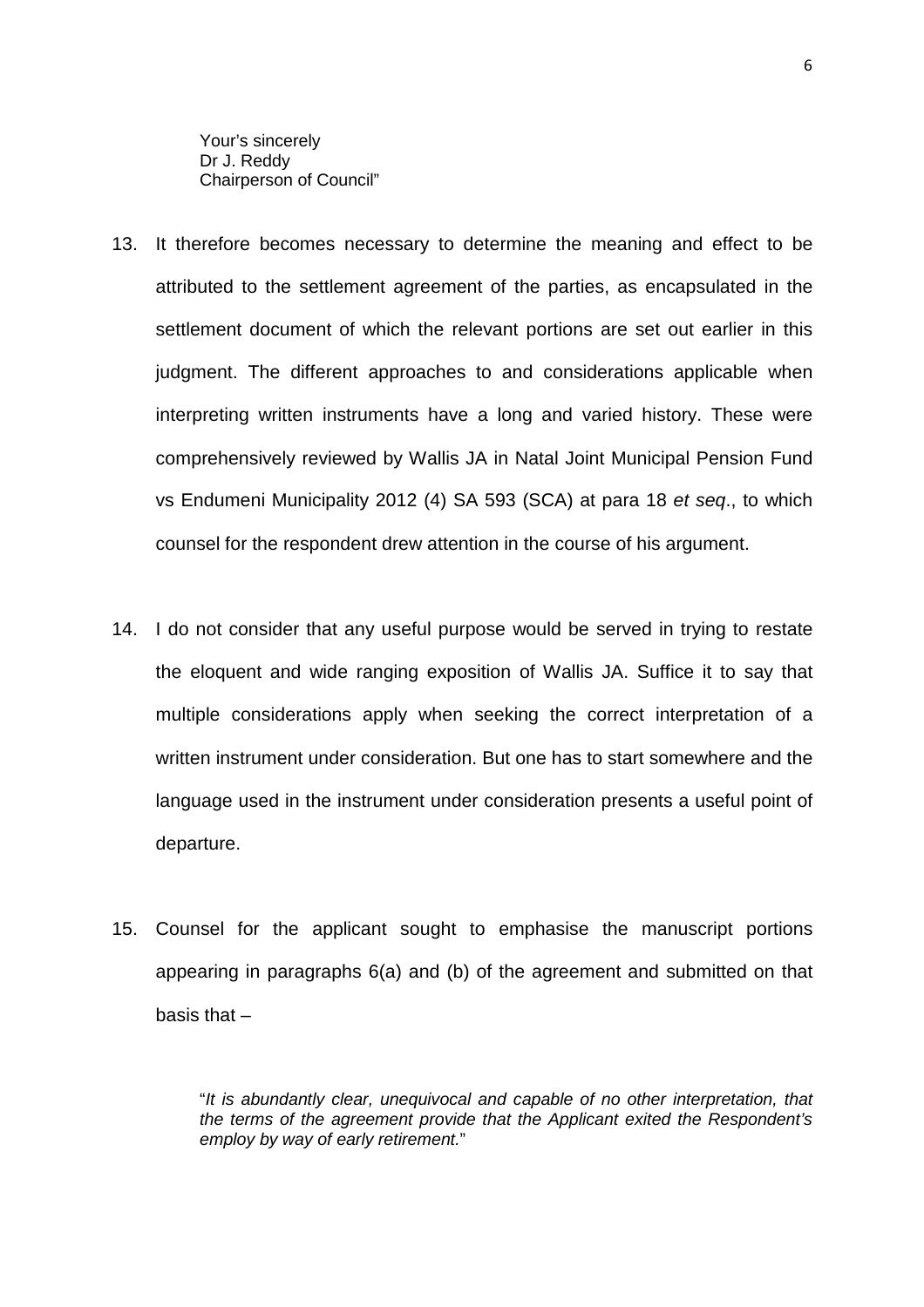Your's sincerely
Dr J. Reddy
Chairperson of Council"

13. It therefore becomes necessary to determine the meaning and effect to be attributed to the settlement agreement of the parties, as encapsulated in the settlement document of which the relevant portions are set out earlier in this judgment. The different approaches to and considerations applicable when interpreting written instruments have a long and varied history. These were comprehensively reviewed by Wallis JA in Natal Joint Municipal Pension Fund vs Endumeni Municipality 2012 (4) SA 593 (SCA) at para 18 *et seq*., to which counsel for the respondent drew attention in the course of his argument.

14. I do not consider that any useful purpose would be served in trying to restate the eloquent and wide ranging exposition of Wallis JA. Suffice it to say that multiple considerations apply when seeking the correct interpretation of a written instrument under consideration. But one has to start somewhere and the language used in the instrument under consideration presents a useful point of departure.

15. Counsel for the applicant sought to emphasise the manuscript portions appearing in paragraphs 6(a) and (b) of the agreement and submitted on that basis that –

> "*It is abundantly clear, unequivocal and capable of no other interpretation, that the terms of the agreement provide that the Applicant exited the Respondent's employ by way of early retirement.*"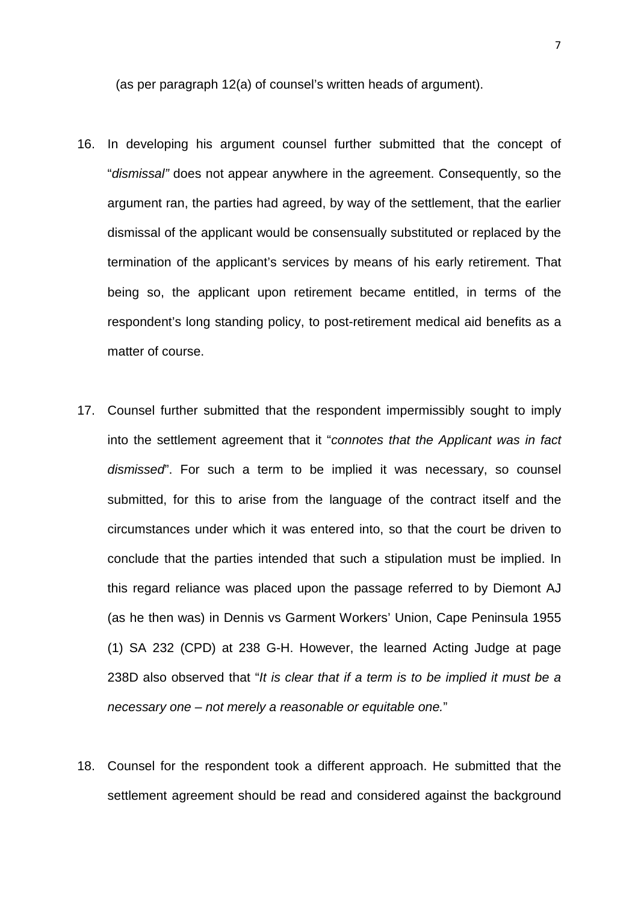(as per paragraph 12(a) of counsel's written heads of argument).

16. In developing his argument counsel further submitted that the concept of "*dismissal"* does not appear anywhere in the agreement. Consequently, so the argument ran, the parties had agreed, by way of the settlement, that the earlier dismissal of the applicant would be consensually substituted or replaced by the termination of the applicant's services by means of his early retirement. That being so, the applicant upon retirement became entitled, in terms of the respondent's long standing policy, to post-retirement medical aid benefits as a matter of course.

17. Counsel further submitted that the respondent impermissibly sought to imply into the settlement agreement that it "*connotes that the Applicant was in fact dismissed*". For such a term to be implied it was necessary, so counsel submitted, for this to arise from the language of the contract itself and the circumstances under which it was entered into, so that the court be driven to conclude that the parties intended that such a stipulation must be implied. In this regard reliance was placed upon the passage referred to by Diemont AJ (as he then was) in Dennis vs Garment Workers' Union, Cape Peninsula 1955 (1) SA 232 (CPD) at 238 G-H. However, the learned Acting Judge at page 238D also observed that "*It is clear that if a term is to be implied it must be a necessary one – not merely a reasonable or equitable one.*"

18. Counsel for the respondent took a different approach. He submitted that the settlement agreement should be read and considered against the background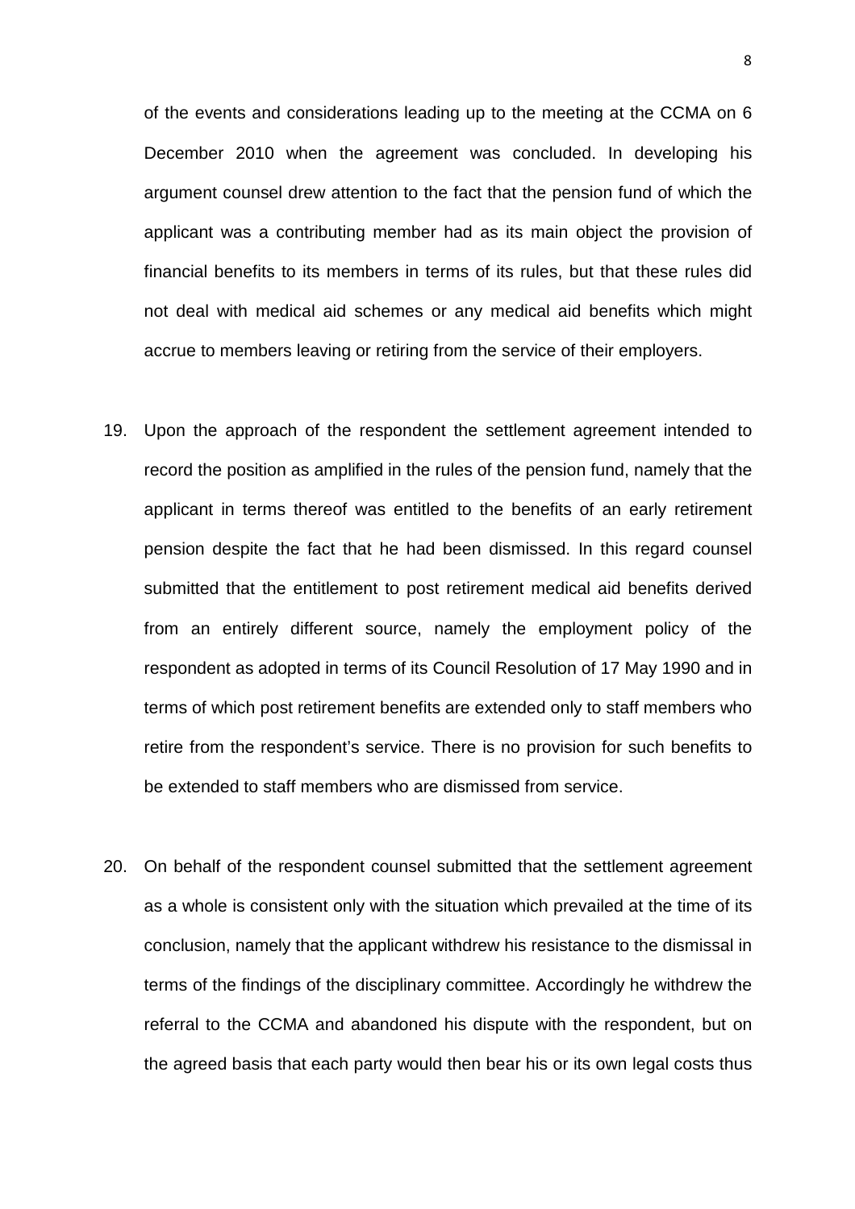of the events and considerations leading up to the meeting at the CCMA on 6 December 2010 when the agreement was concluded. In developing his argument counsel drew attention to the fact that the pension fund of which the applicant was a contributing member had as its main object the provision of financial benefits to its members in terms of its rules, but that these rules did not deal with medical aid schemes or any medical aid benefits which might accrue to members leaving or retiring from the service of their employers.

19. Upon the approach of the respondent the settlement agreement intended to record the position as amplified in the rules of the pension fund, namely that the applicant in terms thereof was entitled to the benefits of an early retirement pension despite the fact that he had been dismissed. In this regard counsel submitted that the entitlement to post retirement medical aid benefits derived from an entirely different source, namely the employment policy of the respondent as adopted in terms of its Council Resolution of 17 May 1990 and in terms of which post retirement benefits are extended only to staff members who retire from the respondent's service. There is no provision for such benefits to be extended to staff members who are dismissed from service.

20. On behalf of the respondent counsel submitted that the settlement agreement as a whole is consistent only with the situation which prevailed at the time of its conclusion, namely that the applicant withdrew his resistance to the dismissal in terms of the findings of the disciplinary committee. Accordingly he withdrew the referral to the CCMA and abandoned his dispute with the respondent, but on the agreed basis that each party would then bear his or its own legal costs thus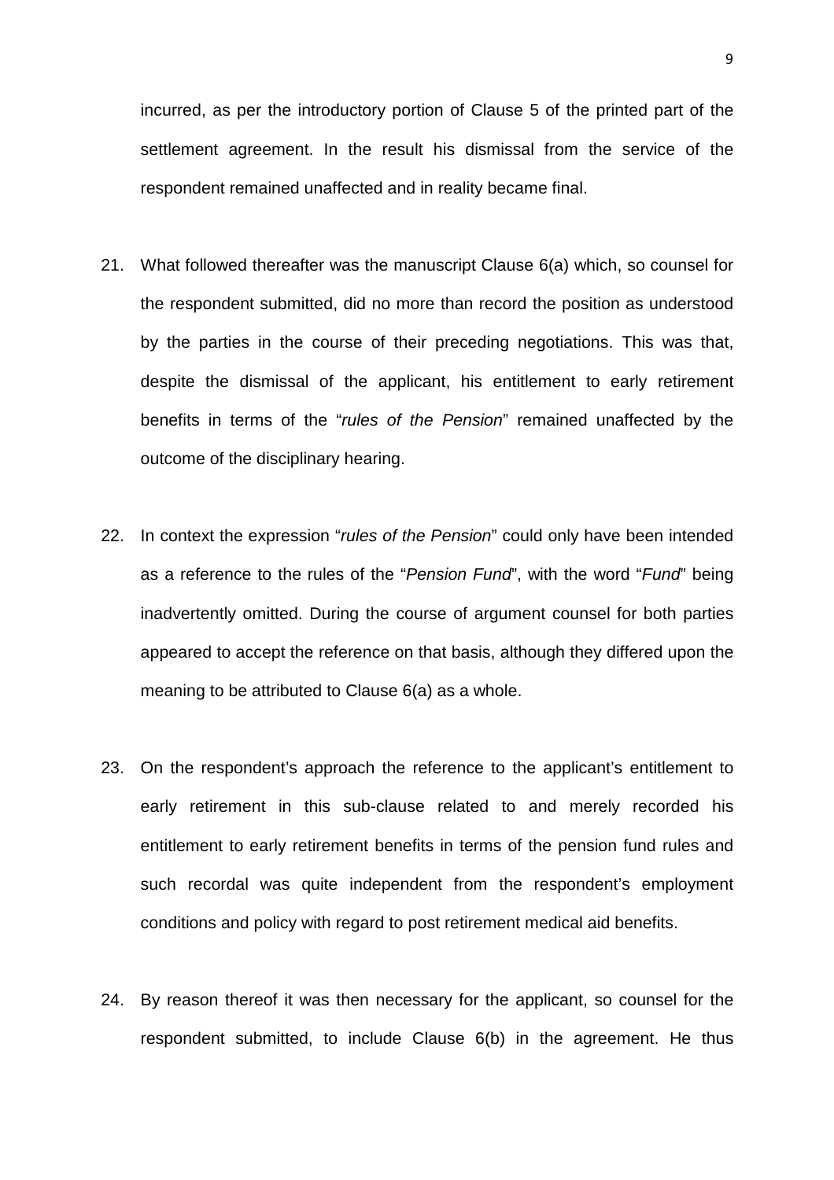incurred, as per the introductory portion of Clause 5 of the printed part of the settlement agreement. In the result his dismissal from the service of the respondent remained unaffected and in reality became final.

21. What followed thereafter was the manuscript Clause 6(a) which, so counsel for the respondent submitted, did no more than record the position as understood by the parties in the course of their preceding negotiations. This was that, despite the dismissal of the applicant, his entitlement to early retirement benefits in terms of the "*rules of the Pension*" remained unaffected by the outcome of the disciplinary hearing.

22. In context the expression "*rules of the Pension*" could only have been intended as a reference to the rules of the "*Pension Fund*", with the word "*Fund*" being inadvertently omitted. During the course of argument counsel for both parties appeared to accept the reference on that basis, although they differed upon the meaning to be attributed to Clause 6(a) as a whole.

23. On the respondent's approach the reference to the applicant's entitlement to early retirement in this sub-clause related to and merely recorded his entitlement to early retirement benefits in terms of the pension fund rules and such recordal was quite independent from the respondent's employment conditions and policy with regard to post retirement medical aid benefits.

24. By reason thereof it was then necessary for the applicant, so counsel for the respondent submitted, to include Clause 6(b) in the agreement. He thus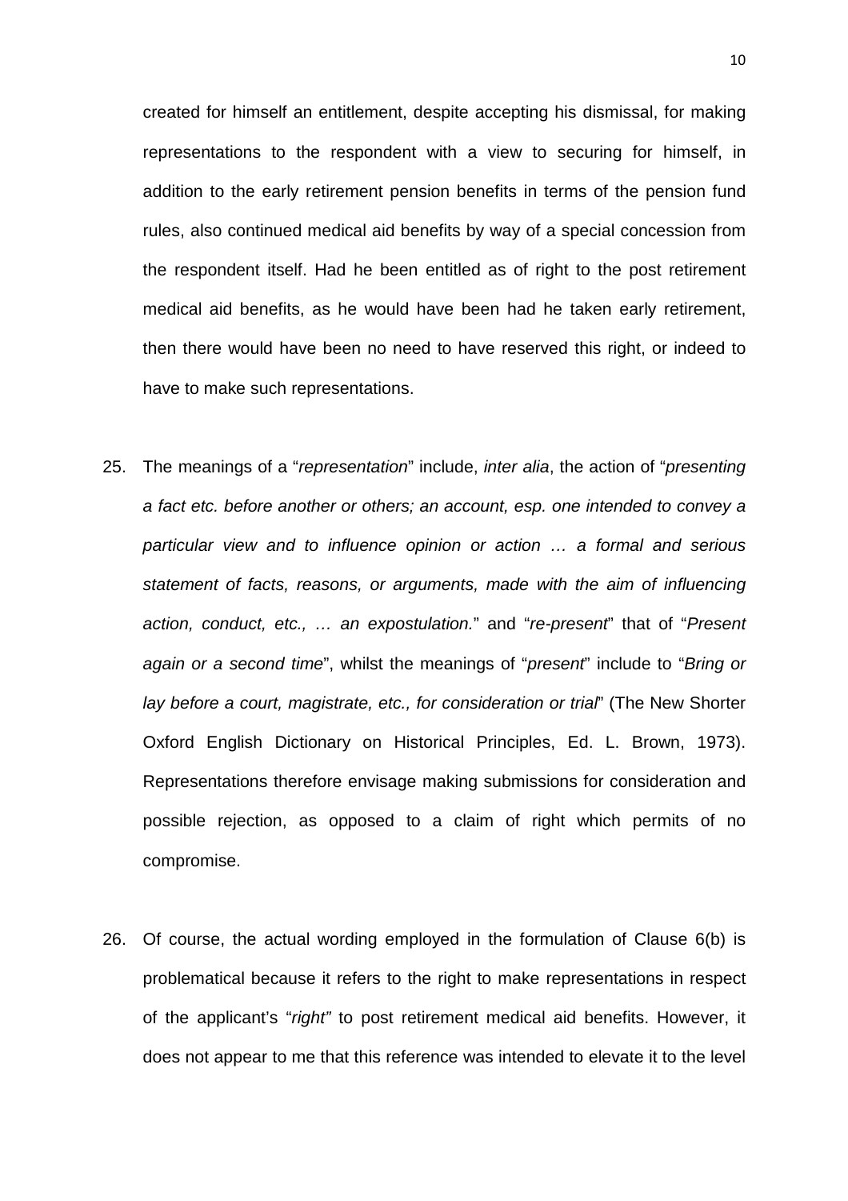created for himself an entitlement, despite accepting his dismissal, for making representations to the respondent with a view to securing for himself, in addition to the early retirement pension benefits in terms of the pension fund rules, also continued medical aid benefits by way of a special concession from the respondent itself. Had he been entitled as of right to the post retirement medical aid benefits, as he would have been had he taken early retirement, then there would have been no need to have reserved this right, or indeed to have to make such representations.

25. The meanings of a "*representation*" include, *inter alia*, the action of "*presenting a fact etc. before another or others; an account, esp. one intended to convey a particular view and to influence opinion or action … a formal and serious statement of facts, reasons, or arguments, made with the aim of influencing action, conduct, etc., … an expostulation.*" and "*re-present*" that of "*Present again or a second time*", whilst the meanings of "*present*" include to "*Bring or lay before a court, magistrate, etc., for consideration or trial*" (The New Shorter Oxford English Dictionary on Historical Principles, Ed. L. Brown, 1973). Representations therefore envisage making submissions for consideration and possible rejection, as opposed to a claim of right which permits of no compromise.

26. Of course, the actual wording employed in the formulation of Clause 6(b) is problematical because it refers to the right to make representations in respect of the applicant's "*right"* to post retirement medical aid benefits. However, it does not appear to me that this reference was intended to elevate it to the level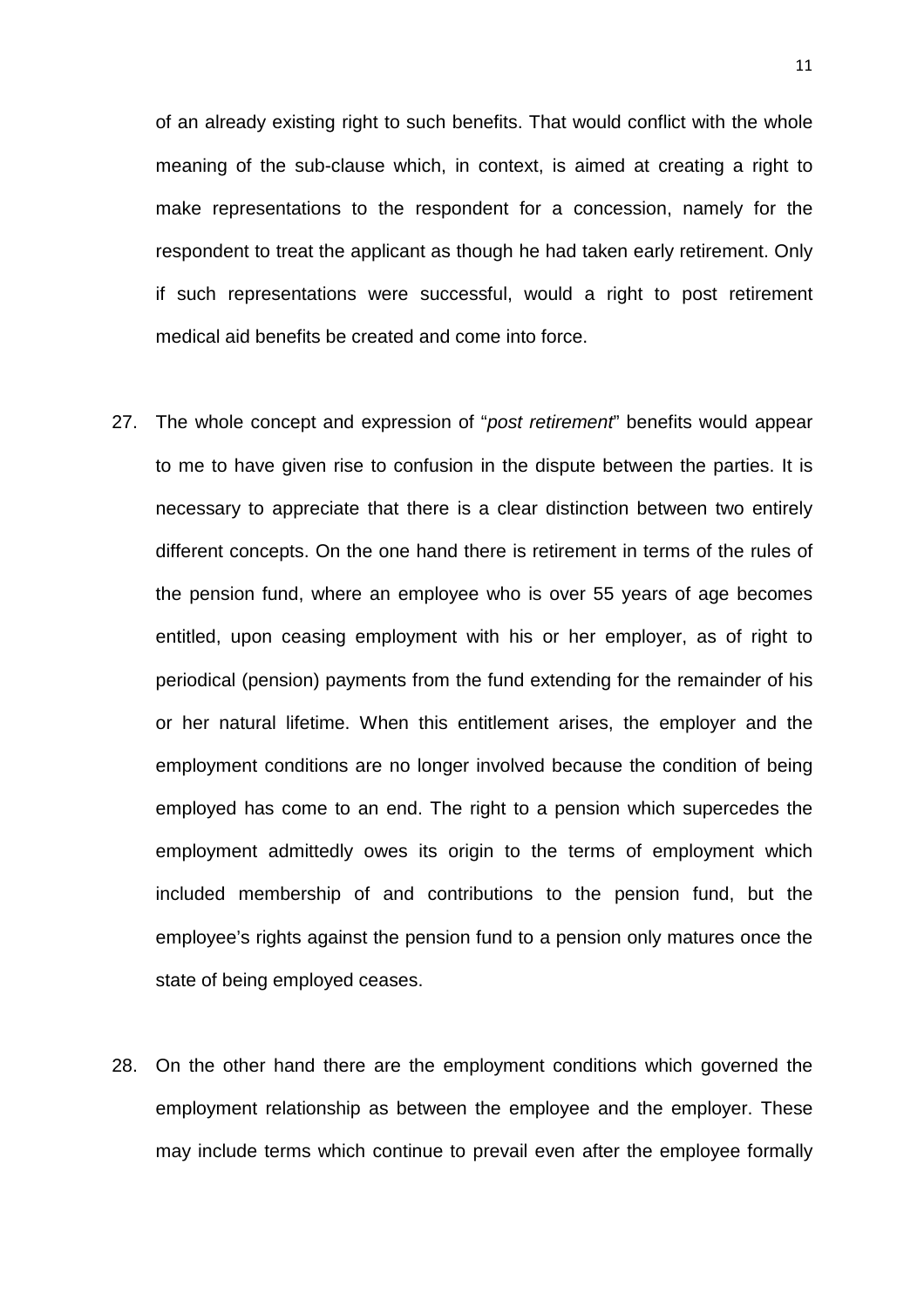of an already existing right to such benefits. That would conflict with the whole meaning of the sub-clause which, in context, is aimed at creating a right to make representations to the respondent for a concession, namely for the respondent to treat the applicant as though he had taken early retirement. Only if such representations were successful, would a right to post retirement medical aid benefits be created and come into force.

27. The whole concept and expression of "*post retirement*" benefits would appear to me to have given rise to confusion in the dispute between the parties. It is necessary to appreciate that there is a clear distinction between two entirely different concepts. On the one hand there is retirement in terms of the rules of the pension fund, where an employee who is over 55 years of age becomes entitled, upon ceasing employment with his or her employer, as of right to periodical (pension) payments from the fund extending for the remainder of his or her natural lifetime. When this entitlement arises, the employer and the employment conditions are no longer involved because the condition of being employed has come to an end. The right to a pension which supercedes the employment admittedly owes its origin to the terms of employment which included membership of and contributions to the pension fund, but the employee's rights against the pension fund to a pension only matures once the state of being employed ceases.

28. On the other hand there are the employment conditions which governed the employment relationship as between the employee and the employer. These may include terms which continue to prevail even after the employee formally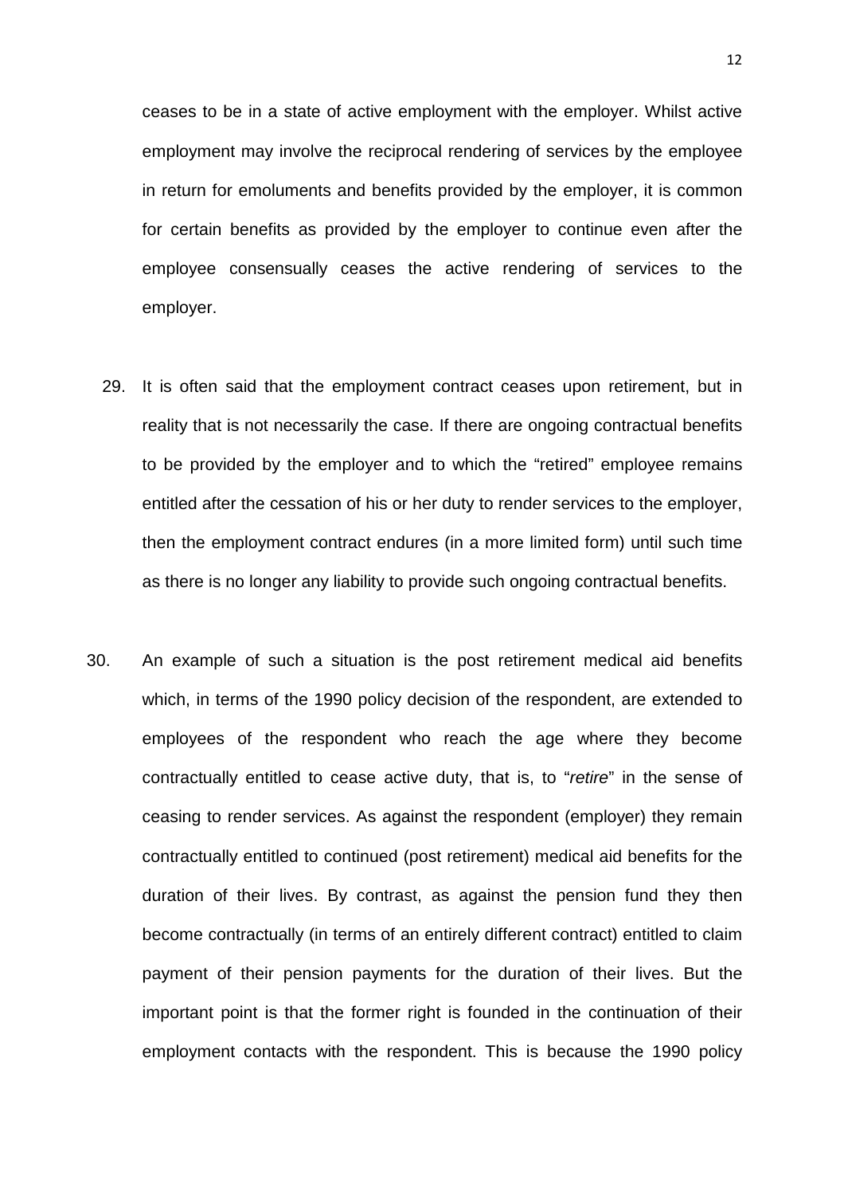ceases to be in a state of active employment with the employer. Whilst active employment may involve the reciprocal rendering of services by the employee in return for emoluments and benefits provided by the employer, it is common for certain benefits as provided by the employer to continue even after the employee consensually ceases the active rendering of services to the employer.

29. It is often said that the employment contract ceases upon retirement, but in reality that is not necessarily the case. If there are ongoing contractual benefits to be provided by the employer and to which the "retired" employee remains entitled after the cessation of his or her duty to render services to the employer, then the employment contract endures (in a more limited form) until such time as there is no longer any liability to provide such ongoing contractual benefits.

30. An example of such a situation is the post retirement medical aid benefits which, in terms of the 1990 policy decision of the respondent, are extended to employees of the respondent who reach the age where they become contractually entitled to cease active duty, that is, to "*retire*" in the sense of ceasing to render services. As against the respondent (employer) they remain contractually entitled to continued (post retirement) medical aid benefits for the duration of their lives. By contrast, as against the pension fund they then become contractually (in terms of an entirely different contract) entitled to claim payment of their pension payments for the duration of their lives. But the important point is that the former right is founded in the continuation of their employment contacts with the respondent. This is because the 1990 policy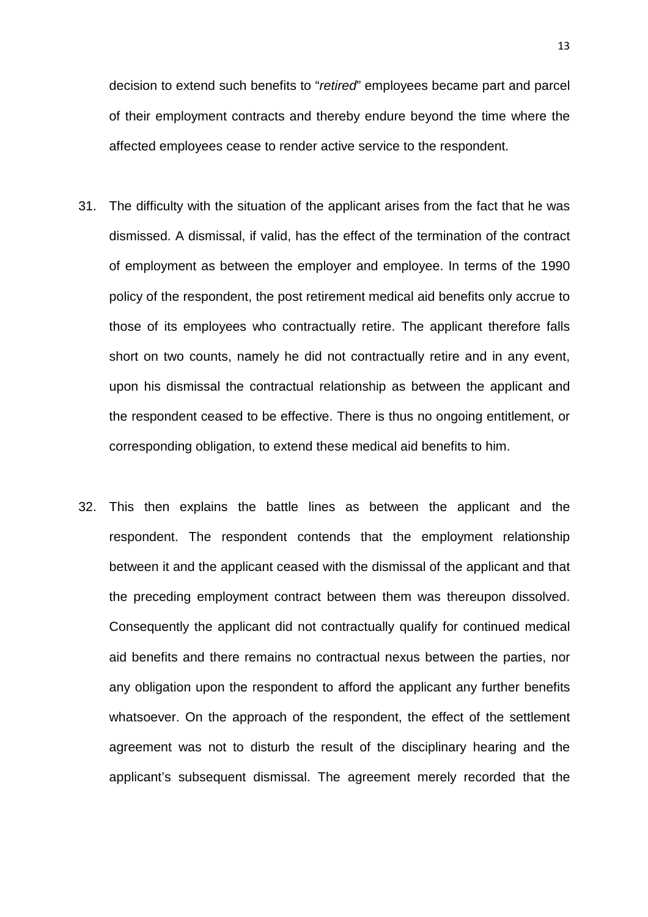decision to extend such benefits to "*retired*" employees became part and parcel of their employment contracts and thereby endure beyond the time where the affected employees cease to render active service to the respondent.

31. The difficulty with the situation of the applicant arises from the fact that he was dismissed. A dismissal, if valid, has the effect of the termination of the contract of employment as between the employer and employee. In terms of the 1990 policy of the respondent, the post retirement medical aid benefits only accrue to those of its employees who contractually retire. The applicant therefore falls short on two counts, namely he did not contractually retire and in any event, upon his dismissal the contractual relationship as between the applicant and the respondent ceased to be effective. There is thus no ongoing entitlement, or corresponding obligation, to extend these medical aid benefits to him.

32. This then explains the battle lines as between the applicant and the respondent. The respondent contends that the employment relationship between it and the applicant ceased with the dismissal of the applicant and that the preceding employment contract between them was thereupon dissolved. Consequently the applicant did not contractually qualify for continued medical aid benefits and there remains no contractual nexus between the parties, nor any obligation upon the respondent to afford the applicant any further benefits whatsoever. On the approach of the respondent, the effect of the settlement agreement was not to disturb the result of the disciplinary hearing and the applicant's subsequent dismissal. The agreement merely recorded that the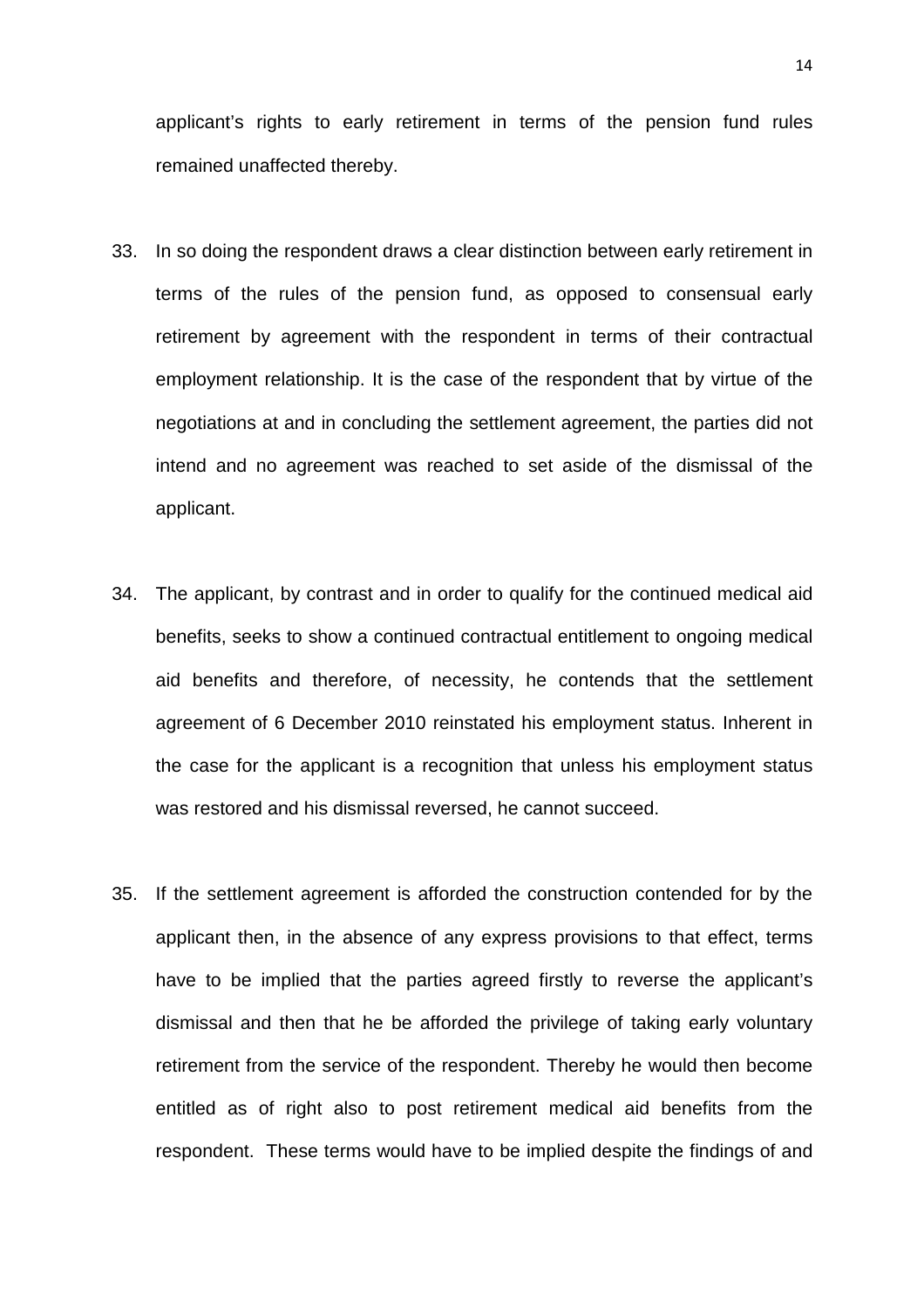applicant's rights to early retirement in terms of the pension fund rules remained unaffected thereby.

33. In so doing the respondent draws a clear distinction between early retirement in terms of the rules of the pension fund, as opposed to consensual early retirement by agreement with the respondent in terms of their contractual employment relationship. It is the case of the respondent that by virtue of the negotiations at and in concluding the settlement agreement, the parties did not intend and no agreement was reached to set aside of the dismissal of the applicant.

34. The applicant, by contrast and in order to qualify for the continued medical aid benefits, seeks to show a continued contractual entitlement to ongoing medical aid benefits and therefore, of necessity, he contends that the settlement agreement of 6 December 2010 reinstated his employment status. Inherent in the case for the applicant is a recognition that unless his employment status was restored and his dismissal reversed, he cannot succeed.

35. If the settlement agreement is afforded the construction contended for by the applicant then, in the absence of any express provisions to that effect, terms have to be implied that the parties agreed firstly to reverse the applicant's dismissal and then that he be afforded the privilege of taking early voluntary retirement from the service of the respondent. Thereby he would then become entitled as of right also to post retirement medical aid benefits from the respondent. These terms would have to be implied despite the findings of and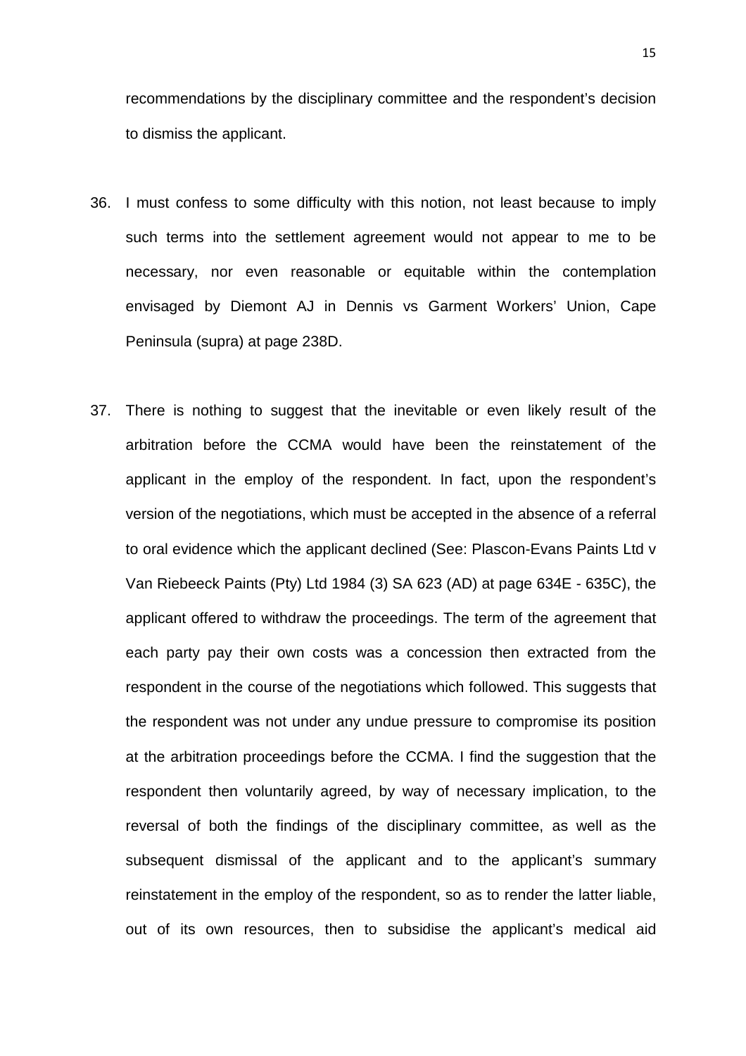recommendations by the disciplinary committee and the respondent's decision to dismiss the applicant.

36. I must confess to some difficulty with this notion, not least because to imply such terms into the settlement agreement would not appear to me to be necessary, nor even reasonable or equitable within the contemplation envisaged by Diemont AJ in Dennis vs Garment Workers' Union, Cape Peninsula (supra) at page 238D.

37. There is nothing to suggest that the inevitable or even likely result of the arbitration before the CCMA would have been the reinstatement of the applicant in the employ of the respondent. In fact, upon the respondent's version of the negotiations, which must be accepted in the absence of a referral to oral evidence which the applicant declined (See: Plascon-Evans Paints Ltd v Van Riebeeck Paints (Pty) Ltd 1984 (3) SA 623 (AD) at page 634E - 635C), the applicant offered to withdraw the proceedings. The term of the agreement that each party pay their own costs was a concession then extracted from the respondent in the course of the negotiations which followed. This suggests that the respondent was not under any undue pressure to compromise its position at the arbitration proceedings before the CCMA. I find the suggestion that the respondent then voluntarily agreed, by way of necessary implication, to the reversal of both the findings of the disciplinary committee, as well as the subsequent dismissal of the applicant and to the applicant's summary reinstatement in the employ of the respondent, so as to render the latter liable, out of its own resources, then to subsidise the applicant's medical aid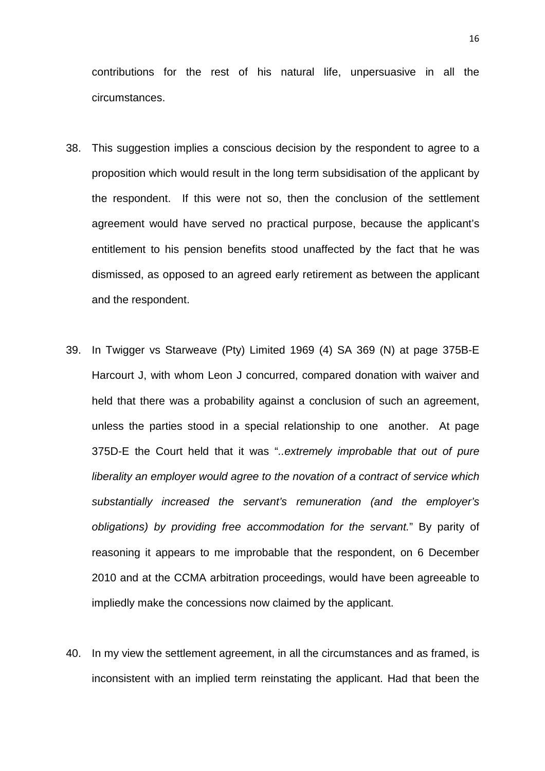contributions for the rest of his natural life, unpersuasive in all the circumstances.

38. This suggestion implies a conscious decision by the respondent to agree to a proposition which would result in the long term subsidisation of the applicant by the respondent. If this were not so, then the conclusion of the settlement agreement would have served no practical purpose, because the applicant's entitlement to his pension benefits stood unaffected by the fact that he was dismissed, as opposed to an agreed early retirement as between the applicant and the respondent.

39. In Twigger vs Starweave (Pty) Limited 1969 (4) SA 369 (N) at page 375B-E Harcourt J, with whom Leon J concurred, compared donation with waiver and held that there was a probability against a conclusion of such an agreement, unless the parties stood in a special relationship to one another. At page 375D-E the Court held that it was "*..extremely improbable that out of pure liberality an employer would agree to the novation of a contract of service which substantially increased the servant's remuneration (and the employer's obligations) by providing free accommodation for the servant.*" By parity of reasoning it appears to me improbable that the respondent, on 6 December 2010 and at the CCMA arbitration proceedings, would have been agreeable to impliedly make the concessions now claimed by the applicant.

40. In my view the settlement agreement, in all the circumstances and as framed, is inconsistent with an implied term reinstating the applicant. Had that been the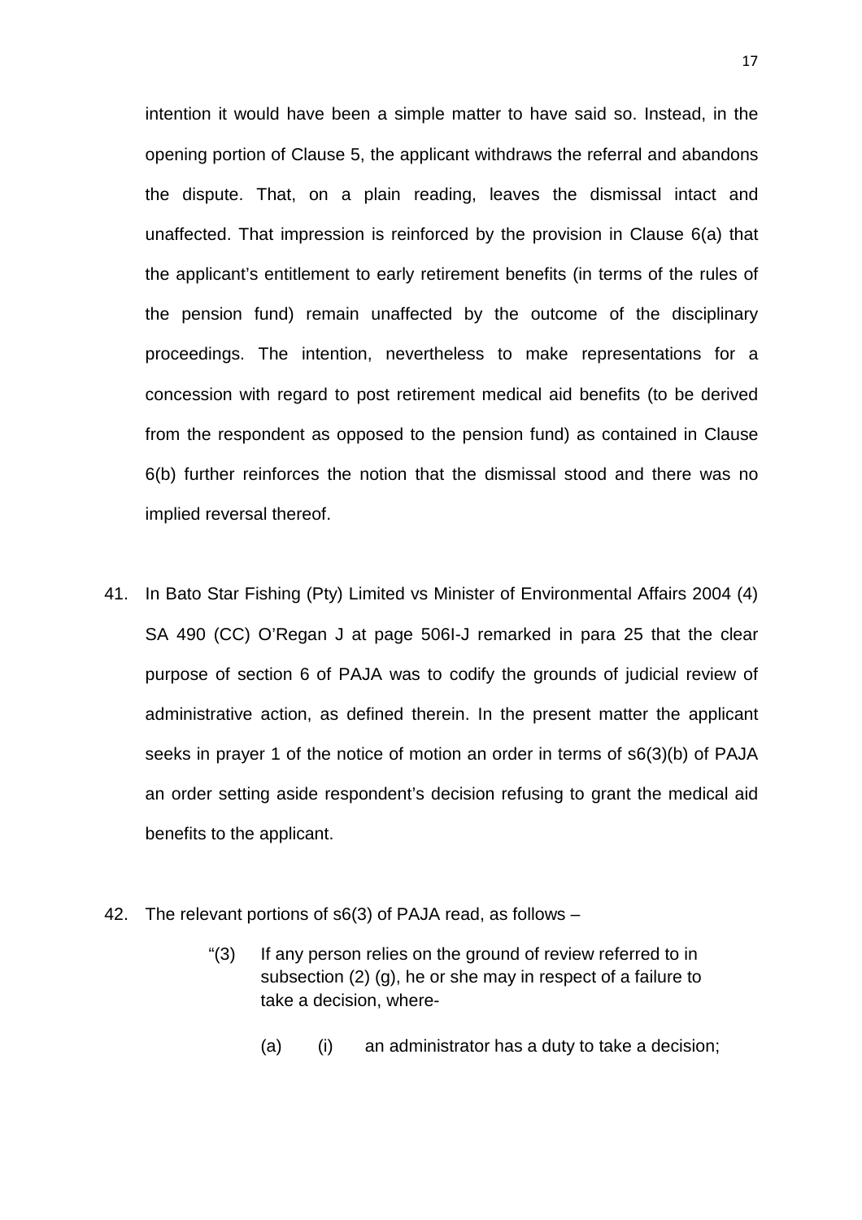intention it would have been a simple matter to have said so. Instead, in the opening portion of Clause 5, the applicant withdraws the referral and abandons the dispute. That, on a plain reading, leaves the dismissal intact and unaffected. That impression is reinforced by the provision in Clause 6(a) that the applicant's entitlement to early retirement benefits (in terms of the rules of the pension fund) remain unaffected by the outcome of the disciplinary proceedings. The intention, nevertheless to make representations for a concession with regard to post retirement medical aid benefits (to be derived from the respondent as opposed to the pension fund) as contained in Clause 6(b) further reinforces the notion that the dismissal stood and there was no implied reversal thereof.

41. In Bato Star Fishing (Pty) Limited vs Minister of Environmental Affairs 2004 (4) SA 490 (CC) O'Regan J at page 506I-J remarked in para 25 that the clear purpose of section 6 of PAJA was to codify the grounds of judicial review of administrative action, as defined therein. In the present matter the applicant seeks in prayer 1 of the notice of motion an order in terms of s6(3)(b) of PAJA an order setting aside respondent's decision refusing to grant the medical aid benefits to the applicant.

42. The relevant portions of s6(3) of PAJA read, as follows –

> "(3) If any person relies on the ground of review referred to in subsection (2) (g), he or she may in respect of a failure to take a decision, where-
>
> (a) (i) an administrator has a duty to take a decision;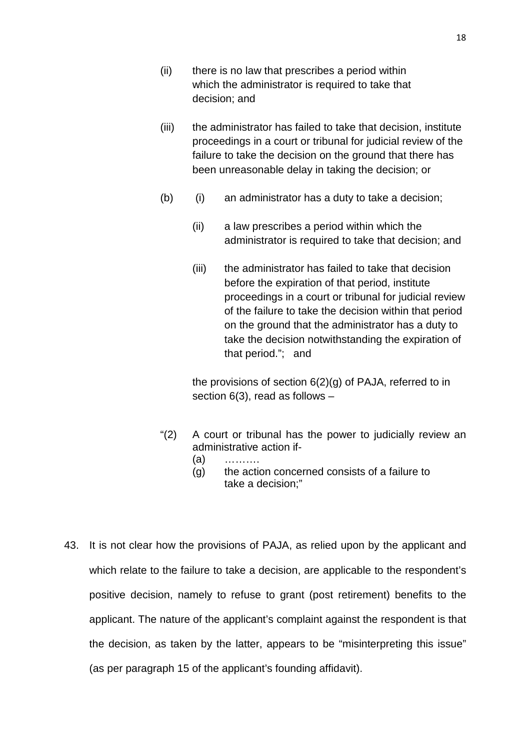(ii) there is no law that prescribes a period within which the administrator is required to take that decision; and

(iii) the administrator has failed to take that decision, institute proceedings in a court or tribunal for judicial review of the failure to take the decision on the ground that there has been unreasonable delay in taking the decision; or

(b) (i) an administrator has a duty to take a decision;

(ii) a law prescribes a period within which the administrator is required to take that decision; and

(iii) the administrator has failed to take that decision before the expiration of that period, institute proceedings in a court or tribunal for judicial review of the failure to take the decision within that period on the ground that the administrator has a duty to take the decision notwithstanding the expiration of that period."; and

the provisions of section 6(2)(g) of PAJA, referred to in section 6(3), read as follows –

"(2) A court or tribunal has the power to judicially review an administrative action if-

(a) ……….

(g) the action concerned consists of a failure to take a decision;"

43. It is not clear how the provisions of PAJA, as relied upon by the applicant and which relate to the failure to take a decision, are applicable to the respondent's positive decision, namely to refuse to grant (post retirement) benefits to the applicant. The nature of the applicant's complaint against the respondent is that the decision, as taken by the latter, appears to be "misinterpreting this issue" (as per paragraph 15 of the applicant's founding affidavit).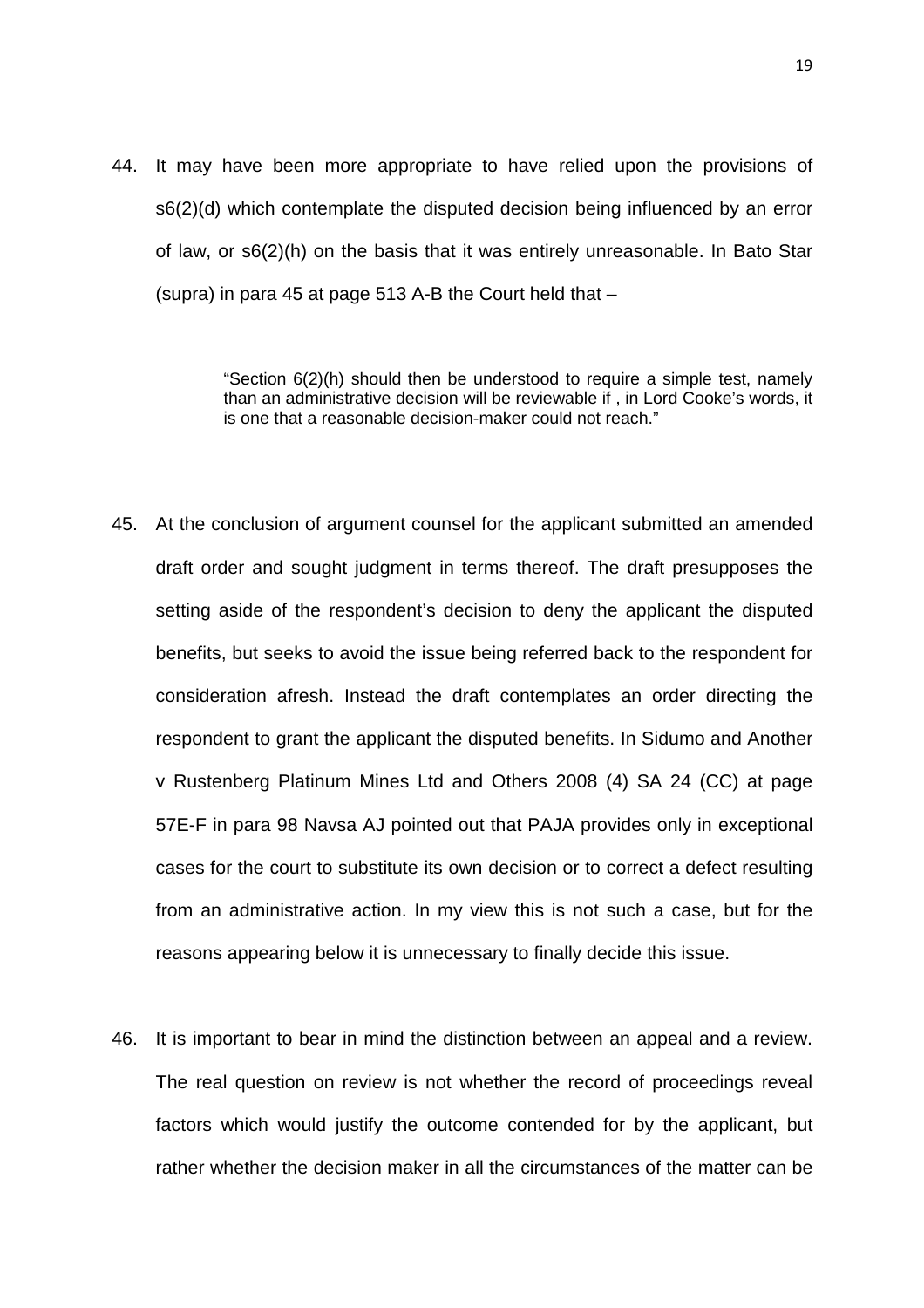44. It may have been more appropriate to have relied upon the provisions of s6(2)(d) which contemplate the disputed decision being influenced by an error of law, or s6(2)(h) on the basis that it was entirely unreasonable. In Bato Star (supra) in para 45 at page 513 A-B the Court held that –

> "Section 6(2)(h) should then be understood to require a simple test, namely than an administrative decision will be reviewable if , in Lord Cooke's words, it is one that a reasonable decision-maker could not reach."

45. At the conclusion of argument counsel for the applicant submitted an amended draft order and sought judgment in terms thereof. The draft presupposes the setting aside of the respondent's decision to deny the applicant the disputed benefits, but seeks to avoid the issue being referred back to the respondent for consideration afresh. Instead the draft contemplates an order directing the respondent to grant the applicant the disputed benefits. In Sidumo and Another v Rustenberg Platinum Mines Ltd and Others 2008 (4) SA 24 (CC) at page 57E-F in para 98 Navsa AJ pointed out that PAJA provides only in exceptional cases for the court to substitute its own decision or to correct a defect resulting from an administrative action. In my view this is not such a case, but for the reasons appearing below it is unnecessary to finally decide this issue.

46. It is important to bear in mind the distinction between an appeal and a review. The real question on review is not whether the record of proceedings reveal factors which would justify the outcome contended for by the applicant, but rather whether the decision maker in all the circumstances of the matter can be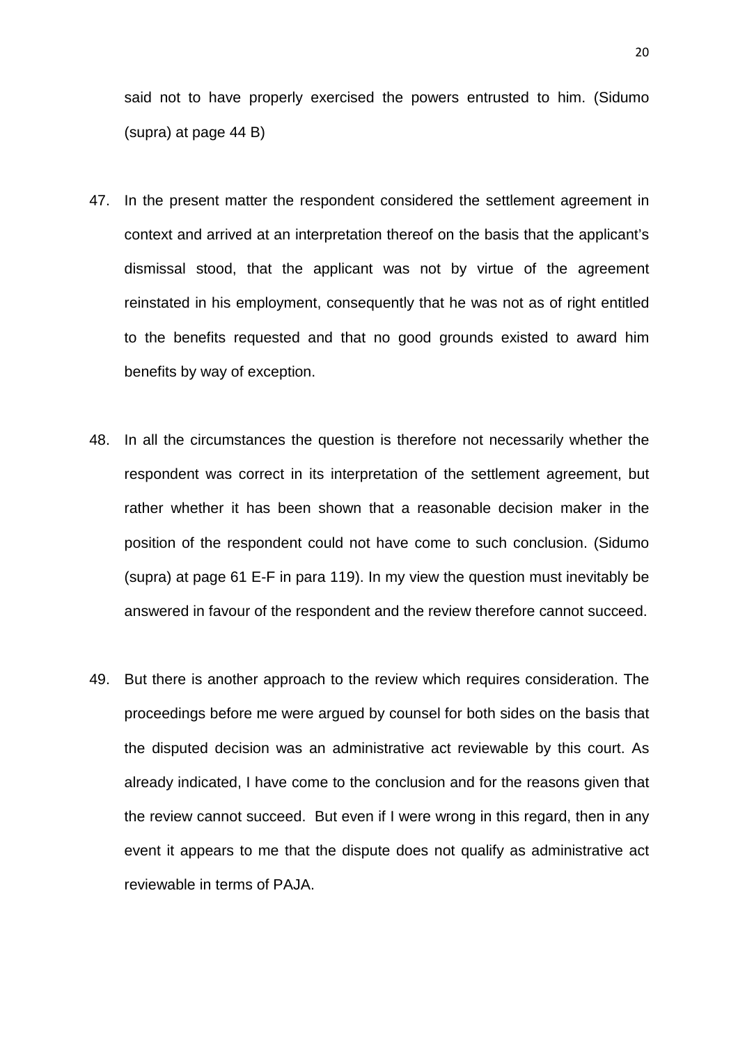said not to have properly exercised the powers entrusted to him. (Sidumo (supra) at page 44 B)

47. In the present matter the respondent considered the settlement agreement in context and arrived at an interpretation thereof on the basis that the applicant's dismissal stood, that the applicant was not by virtue of the agreement reinstated in his employment, consequently that he was not as of right entitled to the benefits requested and that no good grounds existed to award him benefits by way of exception.

48. In all the circumstances the question is therefore not necessarily whether the respondent was correct in its interpretation of the settlement agreement, but rather whether it has been shown that a reasonable decision maker in the position of the respondent could not have come to such conclusion. (Sidumo (supra) at page 61 E-F in para 119). In my view the question must inevitably be answered in favour of the respondent and the review therefore cannot succeed.

49. But there is another approach to the review which requires consideration. The proceedings before me were argued by counsel for both sides on the basis that the disputed decision was an administrative act reviewable by this court. As already indicated, I have come to the conclusion and for the reasons given that the review cannot succeed. But even if I were wrong in this regard, then in any event it appears to me that the dispute does not qualify as administrative act reviewable in terms of PAJA.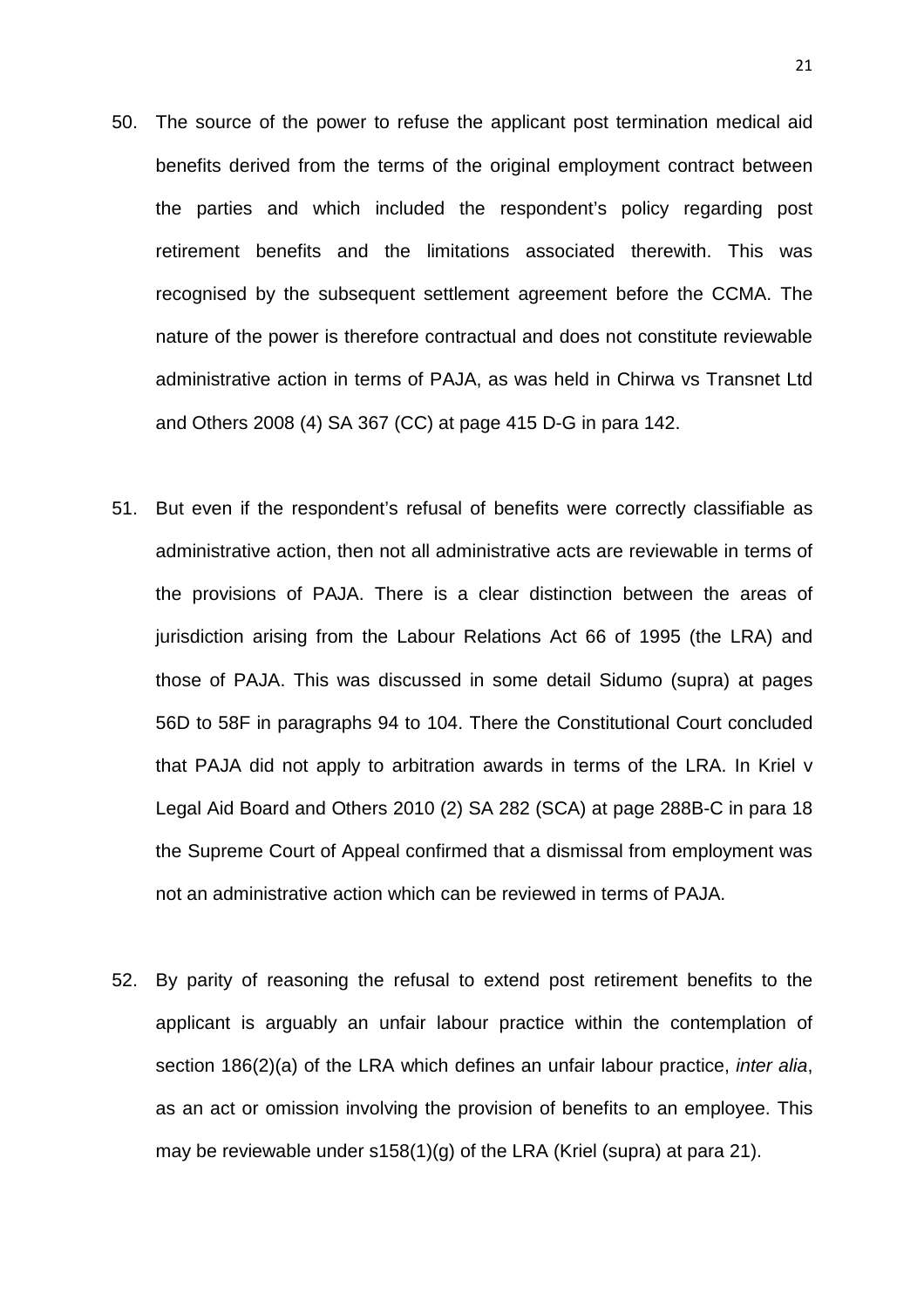50. The source of the power to refuse the applicant post termination medical aid benefits derived from the terms of the original employment contract between the parties and which included the respondent's policy regarding post retirement benefits and the limitations associated therewith. This was recognised by the subsequent settlement agreement before the CCMA. The nature of the power is therefore contractual and does not constitute reviewable administrative action in terms of PAJA, as was held in Chirwa vs Transnet Ltd and Others 2008 (4) SA 367 (CC) at page 415 D-G in para 142.

51. But even if the respondent's refusal of benefits were correctly classifiable as administrative action, then not all administrative acts are reviewable in terms of the provisions of PAJA. There is a clear distinction between the areas of jurisdiction arising from the Labour Relations Act 66 of 1995 (the LRA) and those of PAJA. This was discussed in some detail Sidumo (supra) at pages 56D to 58F in paragraphs 94 to 104. There the Constitutional Court concluded that PAJA did not apply to arbitration awards in terms of the LRA. In Kriel v Legal Aid Board and Others 2010 (2) SA 282 (SCA) at page 288B-C in para 18 the Supreme Court of Appeal confirmed that a dismissal from employment was not an administrative action which can be reviewed in terms of PAJA.

52. By parity of reasoning the refusal to extend post retirement benefits to the applicant is arguably an unfair labour practice within the contemplation of section 186(2)(a) of the LRA which defines an unfair labour practice, *inter alia*, as an act or omission involving the provision of benefits to an employee. This may be reviewable under s158(1)(g) of the LRA (Kriel (supra) at para 21).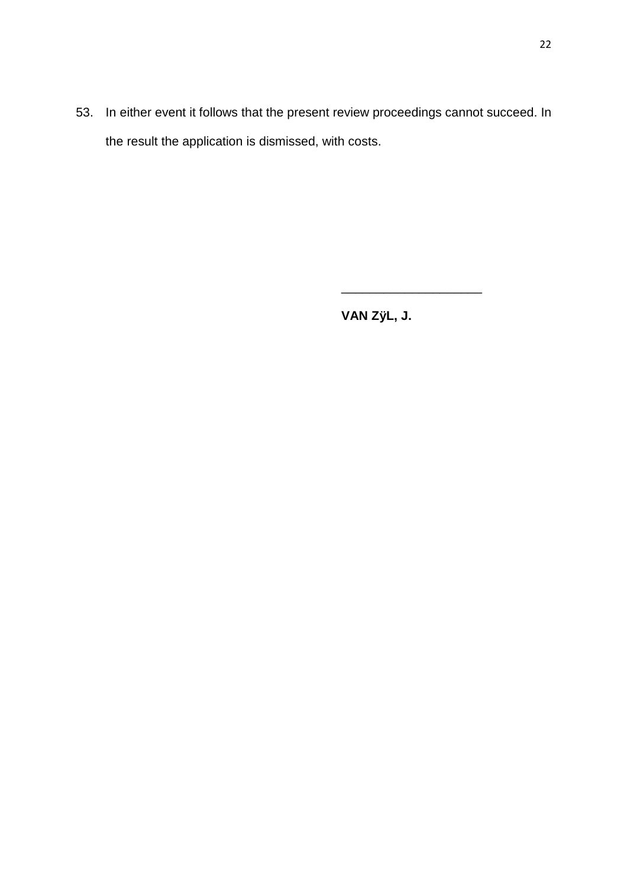53. In either event it follows that the present review proceedings cannot succeed. In the result the application is dismissed, with costs.

\_\_\_\_\_\_\_\_\_\_\_\_\_\_\_\_\_\_\_\_

**VAN ZӰL, J.**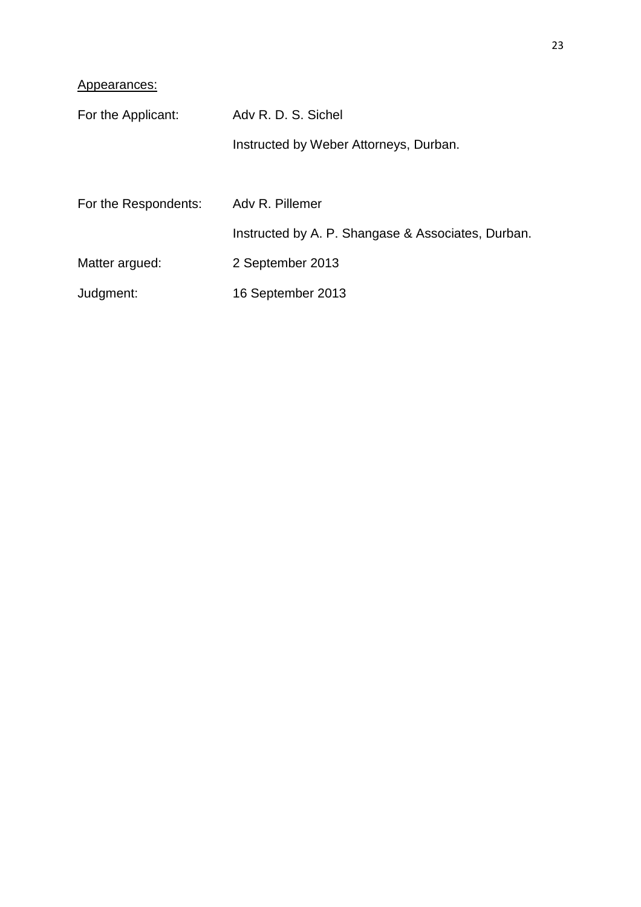Appearances:

| | |
|---|---|
| For the Applicant: | Adv R. D. S. Sichel |
| | Instructed by Weber Attorneys, Durban. |
| | |
| For the Respondents: | Adv R. Pillemer |
| | Instructed by A. P. Shangase & Associates, Durban. |
| Matter argued: | 2 September 2013 |
| Judgment: | 16 September 2013 |